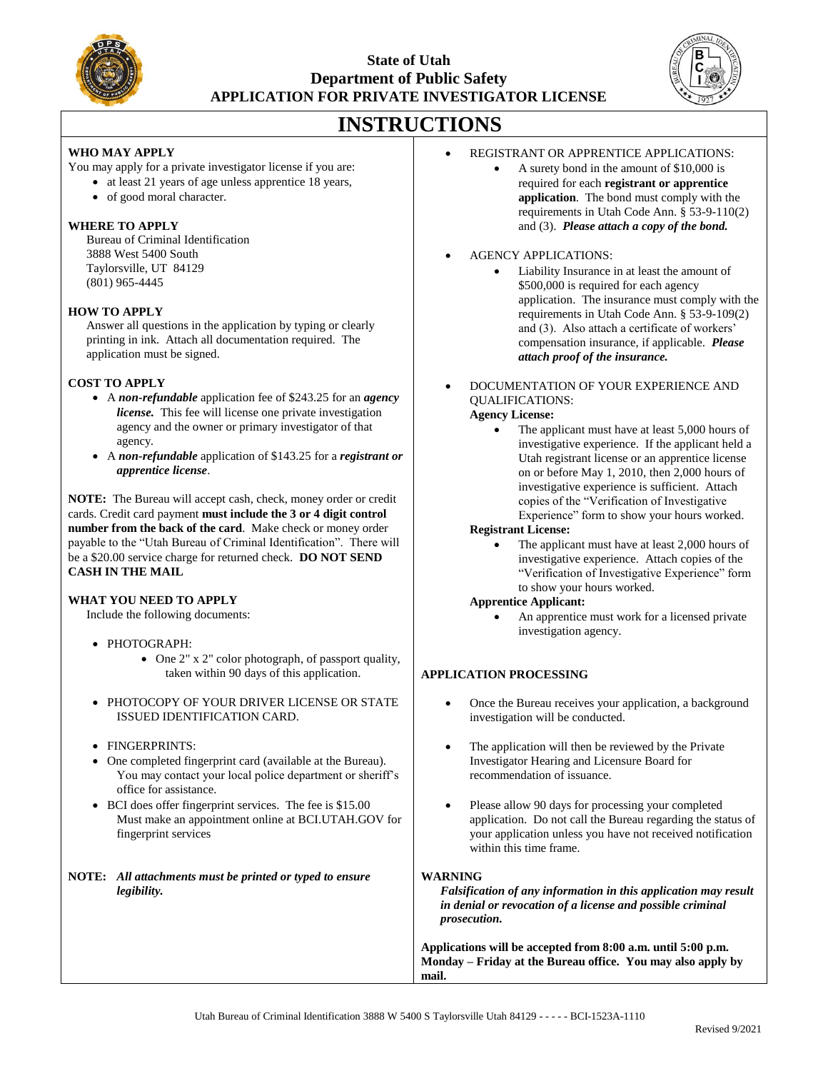# State of Utah
# Department of Public Safety
# APPLICATION FOR PRIVATE INVESTIGATOR LICENSE

## INSTRUCTIONS

**WHO MAY APPLY**

You may apply for a private investigator license if you are:

- at least 21 years of age unless apprentice 18 years,
- of good moral character.

**WHERE TO APPLY**

Bureau of Criminal Identification
3888 West 5400 South
Taylorsville, UT 84129
(801) 965-4445

**HOW TO APPLY**

Answer all questions in the application by typing or clearly printing in ink. Attach all documentation required. The application must be signed.

**COST TO APPLY**

- A ***non-refundable*** application fee of $243.25 for an ***agency license.*** This fee will license one private investigation agency and the owner or primary investigator of that agency.
- A ***non-refundable*** application of $143.25 for a ***registrant or apprentice license***.

**NOTE:** The Bureau will accept cash, check, money order or credit cards. Credit card payment **must include the 3 or 4 digit control number from the back of the card**. Make check or money order payable to the "Utah Bureau of Criminal Identification". There will be a $20.00 service charge for returned check. **DO NOT SEND CASH IN THE MAIL**

**WHAT YOU NEED TO APPLY**

Include the following documents:

- PHOTOGRAPH:
  - One 2" x 2" color photograph, of passport quality, taken within 90 days of this application.
- PHOTOCOPY OF YOUR DRIVER LICENSE OR STATE ISSUED IDENTIFICATION CARD.
- FINGERPRINTS:
- One completed fingerprint card (available at the Bureau). You may contact your local police department or sheriff's office for assistance.
- BCI does offer fingerprint services. The fee is $15.00 Must make an appointment online at BCI.UTAH.GOV for fingerprint services

**NOTE:** ***All attachments must be printed or typed to ensure legibility.***

- REGISTRANT OR APPRENTICE APPLICATIONS:
  - A surety bond in the amount of $10,000 is required for each **registrant or apprentice application**. The bond must comply with the requirements in Utah Code Ann. § 53-9-110(2) and (3). ***Please attach a copy of the bond.***
- AGENCY APPLICATIONS:
  - Liability Insurance in at least the amount of $500,000 is required for each agency application. The insurance must comply with the requirements in Utah Code Ann. § 53-9-109(2) and (3). Also attach a certificate of workers' compensation insurance, if applicable. ***Please attach proof of the insurance.***
- DOCUMENTATION OF YOUR EXPERIENCE AND QUALIFICATIONS:

  **Agency License:**
  - The applicant must have at least 5,000 hours of investigative experience. If the applicant held a Utah registrant license or an apprentice license on or before May 1, 2010, then 2,000 hours of investigative experience is sufficient. Attach copies of the "Verification of Investigative Experience" form to show your hours worked.

  **Registrant License:**
  - The applicant must have at least 2,000 hours of investigative experience. Attach copies of the "Verification of Investigative Experience" form to show your hours worked.

  **Apprentice Applicant:**
  - An apprentice must work for a licensed private investigation agency.

**APPLICATION PROCESSING**

- Once the Bureau receives your application, a background investigation will be conducted.
- The application will then be reviewed by the Private Investigator Hearing and Licensure Board for recommendation of issuance.
- Please allow 90 days for processing your completed application. Do not call the Bureau regarding the status of your application unless you have not received notification within this time frame.

**WARNING**

***Falsification of any information in this application may result in denial or revocation of a license and possible criminal prosecution.***

**Applications will be accepted from 8:00 a.m. until 5:00 p.m. Monday – Friday at the Bureau office. You may also apply by mail.**

Utah Bureau of Criminal Identification 3888 W 5400 S Taylorsville Utah 84129 - - - - - BCI-1523A-1110

Revised 9/2021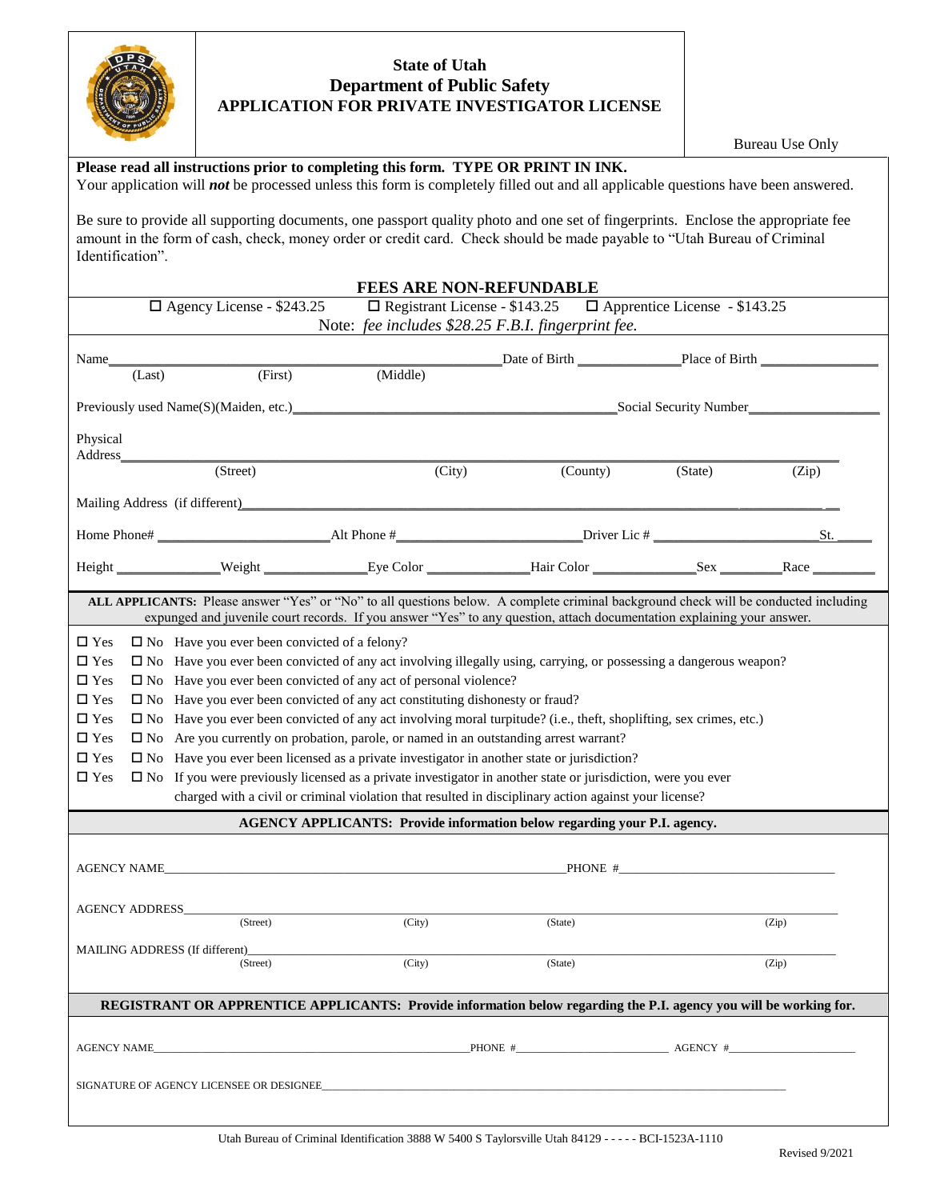# State of Utah
## Department of Public Safety
## APPLICATION FOR PRIVATE INVESTIGATOR LICENSE

Bureau Use Only

**Please read all instructions prior to completing this form. TYPE OR PRINT IN INK.**
Your application will ***not*** be processed unless this form is completely filled out and all applicable questions have been answered.

Be sure to provide all supporting documents, one passport quality photo and one set of fingerprints. Enclose the appropriate fee amount in the form of cash, check, money order or credit card. Check should be made payable to "Utah Bureau of Criminal Identification".

**FEES ARE NON-REFUNDABLE**

☐ Agency License - $243.25 ☐ Registrant License - $143.25 ☐ Apprentice License - $143.25

Note: *fee includes $28.25 F.B.I. fingerprint fee.*

Name_______________________________ Date of Birth ____________ Place of Born ____________
(Last) (First) (Middle)

Previously used Name(S)(Maiden, etc.)______________________________ Social Security Number______________

Physical Address______________________________________________________________
(Street) (City) (County) (State) (Zip)

Mailing Address (if different)______________________________________________________

Home Phone# ________________ Alt Phone #________________ Driver Lic # ________________ St. _____

Height ___________ Weight ___________ Eye Color ___________ Hair Color ___________ Sex _______ Race _______

**ALL APPLICANTS:** Please answer "Yes" or "No" to all questions below. A complete criminal background check will be conducted including expunged and juvenile court records. If you answer "Yes" to any question, attach documentation explaining your answer.

- ☐ Yes ☐ No Have you ever been convicted of a felony?
- ☐ Yes ☐ No Have you ever been convicted of any act involving illegally using, carrying, or possessing a dangerous weapon?
- ☐ Yes ☐ No Have you ever been convicted of any act of personal violence?
- ☐ Yes ☐ No Have you ever been convicted of any act constituting dishonesty or fraud?
- ☐ Yes ☐ No Have you ever been convicted of any act involving moral turpitude? (i.e., theft, shoplifting, sex crimes, etc.)
- ☐ Yes ☐ No Are you currently on probation, parole, or named in an outstanding arrest warrant?
- ☐ Yes ☐ No Have you ever been licensed as a private investigator in another state or jurisdiction?
- ☐ Yes ☐ No If you were previously licensed as a private investigator in another state or jurisdiction, were you ever charged with a civil or criminal violation that resulted in disciplinary action against your license?

**AGENCY APPLICANTS: Provide information below regarding your P.I. agency.**

AGENCY NAME______________________________________ PHONE #______________________

AGENCY ADDRESS______________________________________________________________
(Street) (City) (State) (Zip)

MAILING ADDRESS (If different)________________________________________________
(Street) (City) (State) (Zip)

**REGISTRANT OR APPRENTICE APPLICANTS: Provide information below regarding the P.I. agency you will be working for.**

AGENCY NAME______________________________ PHONE #________________ AGENCY #______________

SIGNATURE OF AGENCY LICENSEE OR DESIGNEE______________________________________________

Utah Bureau of Criminal Identification 3888 W 5400 S Taylorsville Utah 84129 - - - - - BCI-1523A-1110

Revised 9/2021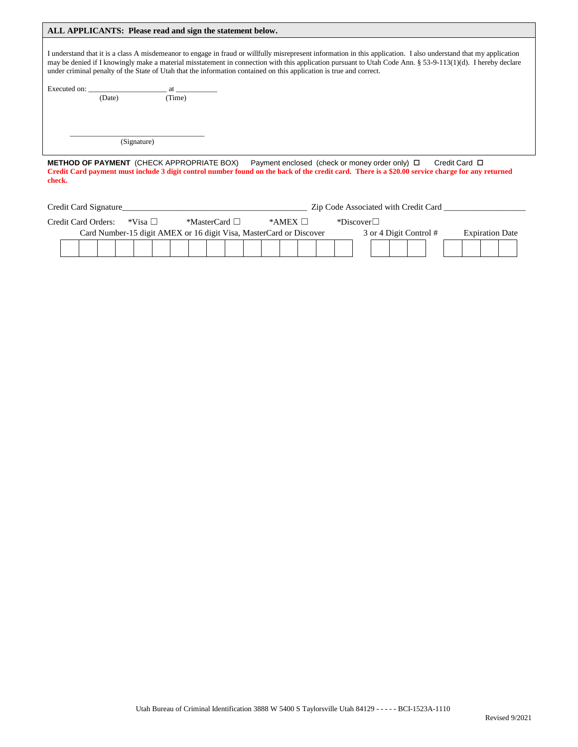**ALL APPLICANTS: Please read and sign the statement below.**

I understand that it is a class A misdemeanor to engage in fraud or willfully misrepresent information in this application. I also understand that my application may be denied if I knowingly make a material misstatement in connection with this application pursuant to Utah Code Ann. § 53-9-113(1)(d). I hereby declare under criminal penalty of the State of Utah that the information contained on this application is true and correct.

Executed on: ____________________ at __________
(Date) (Time)

________________________________
(Signature)

**METHOD OF PAYMENT** (CHECK APPROPRIATE BOX) Payment enclosed (check or money order only) ☐ Credit Card ☐

**Credit Card payment must include 3 digit control number found on the back of the credit card. There is a $20.00 service charge for any returned check.**

Credit Card Signature__________________________________________ Zip Code Associated with Credit Card __________________

Credit Card Orders: *Visa ☐ *MasterCard ☐ *AMEX ☐ *Discover☐

| Card Number-15 digit AMEX or 16 digit Visa, MasterCard or Discover | 3 or 4 Digit Control # | Expiration Date |
|---|---|---|
| | | |

Utah Bureau of Criminal Identification 3888 W 5400 S Taylorsville Utah 84129 - - - - - BCI-1523A-1110

Revised 9/2021